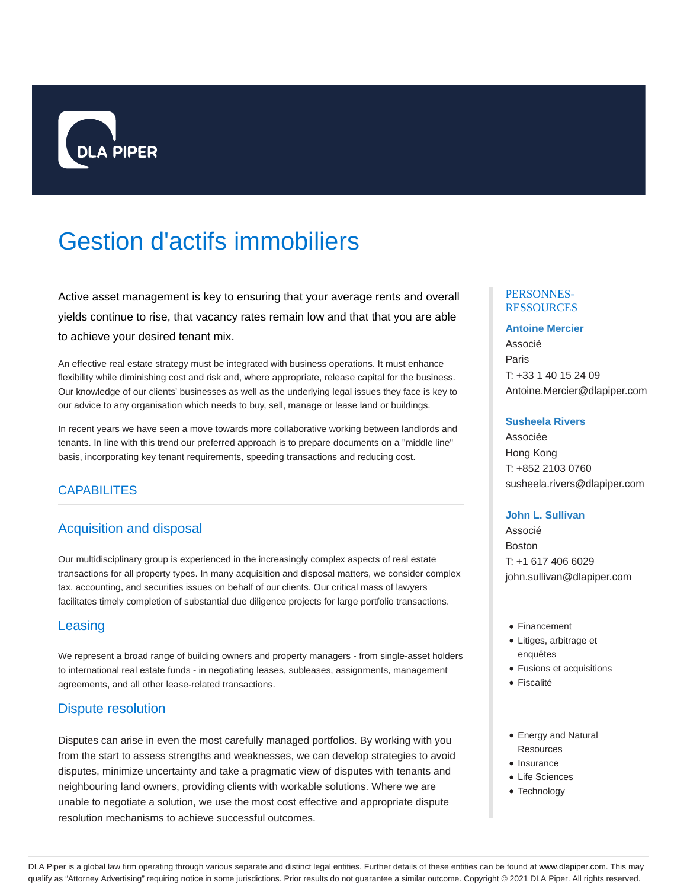DLA PIPER

# Gestion d'actifs immobiliers

Active asset management is key to ensuring that your average rents and overall yields continue to rise, that vacancy rates remain low and that that you are able to achieve your desired tenant mix.

An effective real estate strategy must be integrated with business operations. It must enhance flexibility while diminishing cost and risk and, where appropriate, release capital for the business. Our knowledge of our clients' businesses as well as the underlying legal issues they face is key to our advice to any organisation which needs to buy, sell, manage or lease land or buildings.

In recent years we have seen a move towards more collaborative working between landlords and tenants. In line with this trend our preferred approach is to prepare documents on a "middle line" basis, incorporating key tenant requirements, speeding transactions and reducing cost.

## CAPABILITES

### Acquisition and disposal

Our multidisciplinary group is experienced in the increasingly complex aspects of real estate transactions for all property types. In many acquisition and disposal matters, we consider complex tax, accounting, and securities issues on behalf of our clients. Our critical mass of lawyers facilitates timely completion of substantial due diligence projects for large portfolio transactions.

### Leasing

We represent a broad range of building owners and property managers - from single-asset holders to international real estate funds - in negotiating leases, subleases, assignments, management agreements, and all other lease-related transactions.

### Dispute resolution

Disputes can arise in even the most carefully managed portfolios. By working with you from the start to assess strengths and weaknesses, we can develop strategies to avoid disputes, minimize uncertainty and take a pragmatic view of disputes with tenants and neighbouring land owners, providing clients with workable solutions. Where we are unable to negotiate a solution, we use the most cost effective and appropriate dispute resolution mechanisms to achieve successful outcomes.

## PERSONNES-RESSOURCES

**Antoine Mercier**
Associé
Paris
T: +33 1 40 15 24 09
Antoine.Mercier@dlapiper.com

**Susheela Rivers**
Associée
Hong Kong
T: +852 2103 0760
susheela.rivers@dlapiper.com

**John L. Sullivan**
Associé
Boston
T: +1 617 406 6029
john.sullivan@dlapiper.com

- Financement
- Litiges, arbitrage et enquêtes
- Fusions et acquisitions
- Fiscalité

- Energy and Natural Resources
- Insurance
- Life Sciences
- Technology

DLA Piper is a global law firm operating through various separate and distinct legal entities. Further details of these entities can be found at www.dlapiper.com. This may qualify as "Attorney Advertising" requiring notice in some jurisdictions. Prior results do not guarantee a similar outcome. Copyright © 2021 DLA Piper. All rights reserved.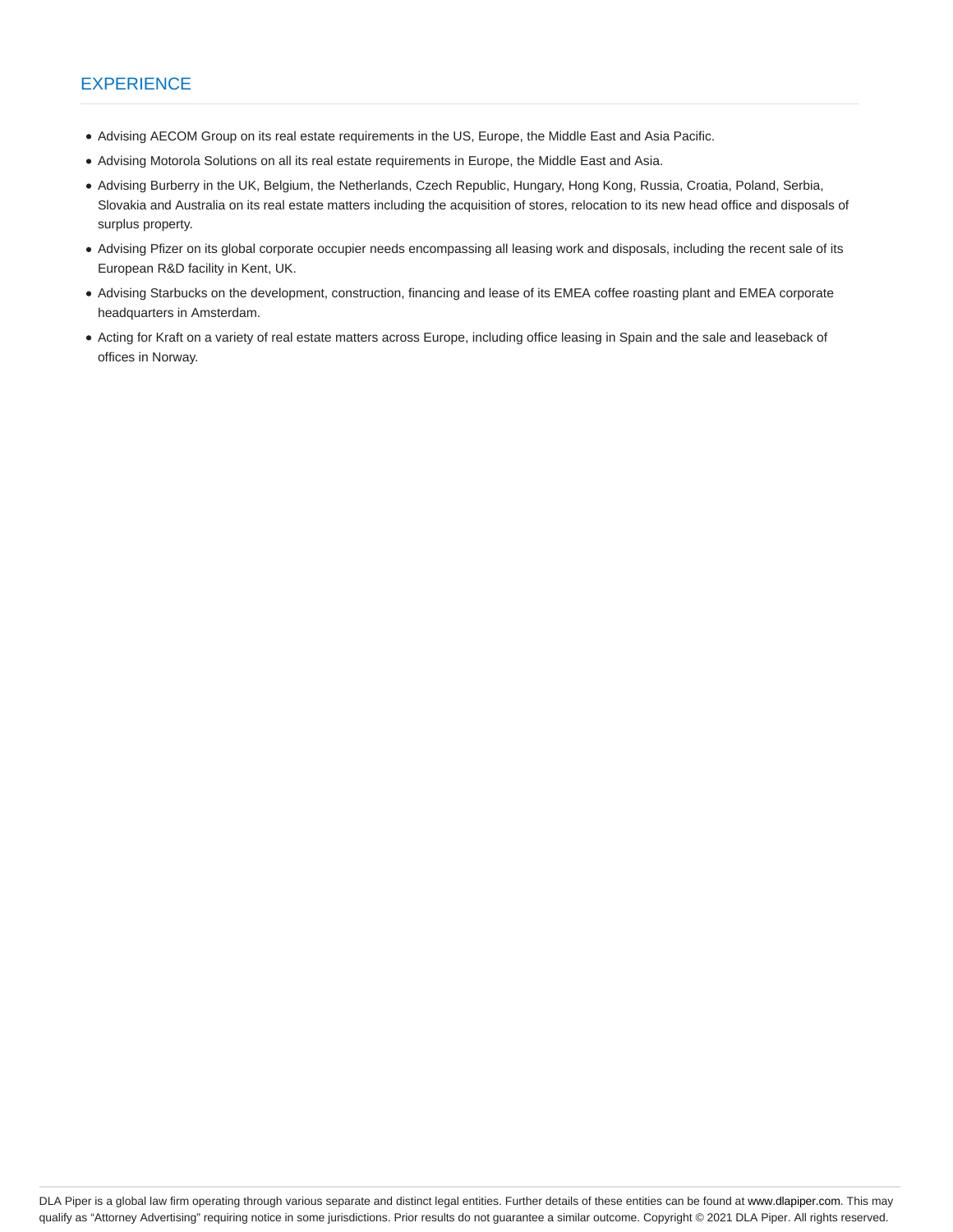## EXPERIENCE

- Advising AECOM Group on its real estate requirements in the US, Europe, the Middle East and Asia Pacific.
- Advising Motorola Solutions on all its real estate requirements in Europe, the Middle East and Asia.
- Advising Burberry in the UK, Belgium, the Netherlands, Czech Republic, Hungary, Hong Kong, Russia, Croatia, Poland, Serbia, Slovakia and Australia on its real estate matters including the acquisition of stores, relocation to its new head office and disposals of surplus property.
- Advising Pfizer on its global corporate occupier needs encompassing all leasing work and disposals, including the recent sale of its European R&D facility in Kent, UK.
- Advising Starbucks on the development, construction, financing and lease of its EMEA coffee roasting plant and EMEA corporate headquarters in Amsterdam.
- Acting for Kraft on a variety of real estate matters across Europe, including office leasing in Spain and the sale and leaseback of offices in Norway.

DLA Piper is a global law firm operating through various separate and distinct legal entities. Further details of these entities can be found at www.dlapiper.com. This may qualify as “Attorney Advertising” requiring notice in some jurisdictions. Prior results do not guarantee a similar outcome. Copyright © 2021 DLA Piper. All rights reserved.